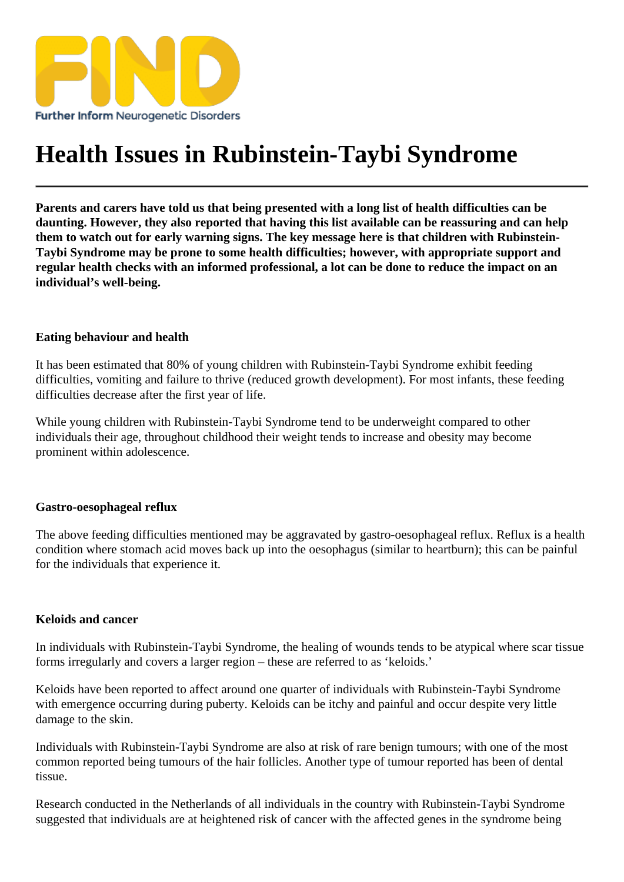FIND

Further Inform Neurogenetic Disorders

# Health Issues in Rubinstein-Taybi Syndrome

**Parents and carers have told us that being presented with a long list of health difficulties can be daunting. However, they also reported that having this list available can be reassuring and can help them to watch out for early warning signs. The key message here is that children with Rubinstein-Taybi Syndrome may be prone to some health difficulties; however, with appropriate support and regular health checks with an informed professional, a lot can be done to reduce the impact on an individual's well-being.**

### Eating behaviour and health

It has been estimated that 80% of young children with Rubinstein-Taybi Syndrome exhibit feeding difficulties, vomiting and failure to thrive (reduced growth development). For most infants, these feeding difficulties decrease after the first year of life.

While young children with Rubinstein-Taybi Syndrome tend to be underweight compared to other individuals their age, throughout childhood their weight tends to increase and obesity may become prominent within adolescence.

### Gastro-oesophageal reflux

The above feeding difficulties mentioned may be aggravated by gastro-oesophageal reflux. Reflux is a health condition where stomach acid moves back up into the oesophagus (similar to heartburn); this can be painful for the individuals that experience it.

### Keloids and cancer

In individuals with Rubinstein-Taybi Syndrome, the healing of wounds tends to be atypical where scar tissue forms irregularly and covers a larger region – these are referred to as 'keloids.'

Keloids have been reported to affect around one quarter of individuals with Rubinstein-Taybi Syndrome with emergence occurring during puberty. Keloids can be itchy and painful and occur despite very little damage to the skin.

Individuals with Rubinstein-Taybi Syndrome are also at risk of rare benign tumours; with one of the most common reported being tumours of the hair follicles. Another type of tumour reported has been of dental tissue.

Research conducted in the Netherlands of all individuals in the country with Rubinstein-Taybi Syndrome suggested that individuals are at heightened risk of cancer with the affected genes in the syndrome being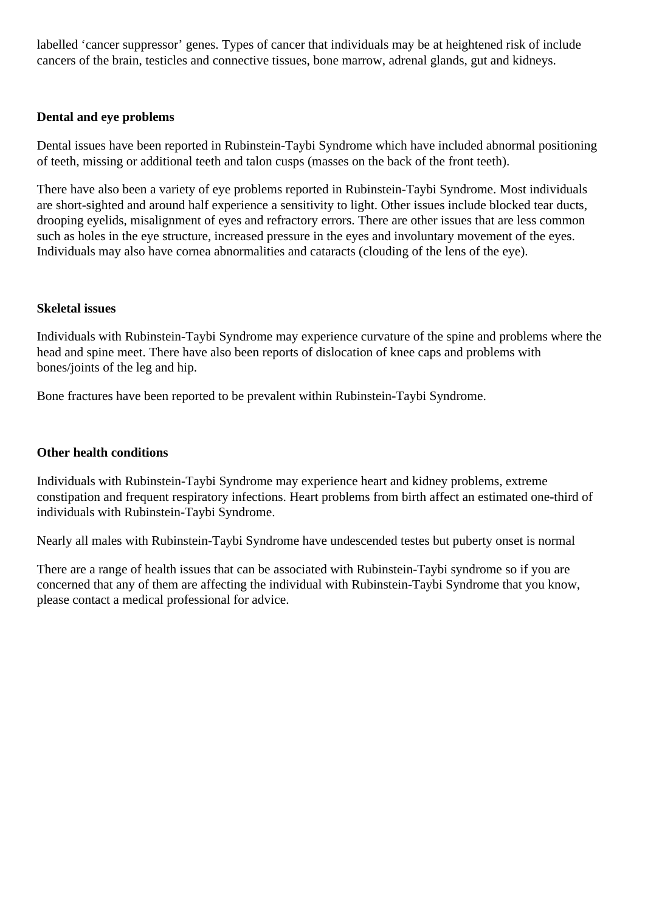labelled ‘cancer suppressor’ genes. Types of cancer that individuals may be at heightened risk of include cancers of the brain, testicles and connective tissues, bone marrow, adrenal glands, gut and kidneys.

**Dental and eye problems**

Dental issues have been reported in Rubinstein-Taybi Syndrome which have included abnormal positioning of teeth, missing or additional teeth and talon cusps (masses on the back of the front teeth).

There have also been a variety of eye problems reported in Rubinstein-Taybi Syndrome. Most individuals are short-sighted and around half experience a sensitivity to light. Other issues include blocked tear ducts, drooping eyelids, misalignment of eyes and refractory errors. There are other issues that are less common such as holes in the eye structure, increased pressure in the eyes and involuntary movement of the eyes. Individuals may also have cornea abnormalities and cataracts (clouding of the lens of the eye).

**Skeletal issues**

Individuals with Rubinstein-Taybi Syndrome may experience curvature of the spine and problems where the head and spine meet. There have also been reports of dislocation of knee caps and problems with bones/joints of the leg and hip.

Bone fractures have been reported to be prevalent within Rubinstein-Taybi Syndrome.

**Other health conditions**

Individuals with Rubinstein-Taybi Syndrome may experience heart and kidney problems, extreme constipation and frequent respiratory infections. Heart problems from birth affect an estimated one-third of individuals with Rubinstein-Taybi Syndrome.

Nearly all males with Rubinstein-Taybi Syndrome have undescended testes but puberty onset is normal

There are a range of health issues that can be associated with Rubinstein-Taybi syndrome so if you are concerned that any of them are affecting the individual with Rubinstein-Taybi Syndrome that you know, please contact a medical professional for advice.